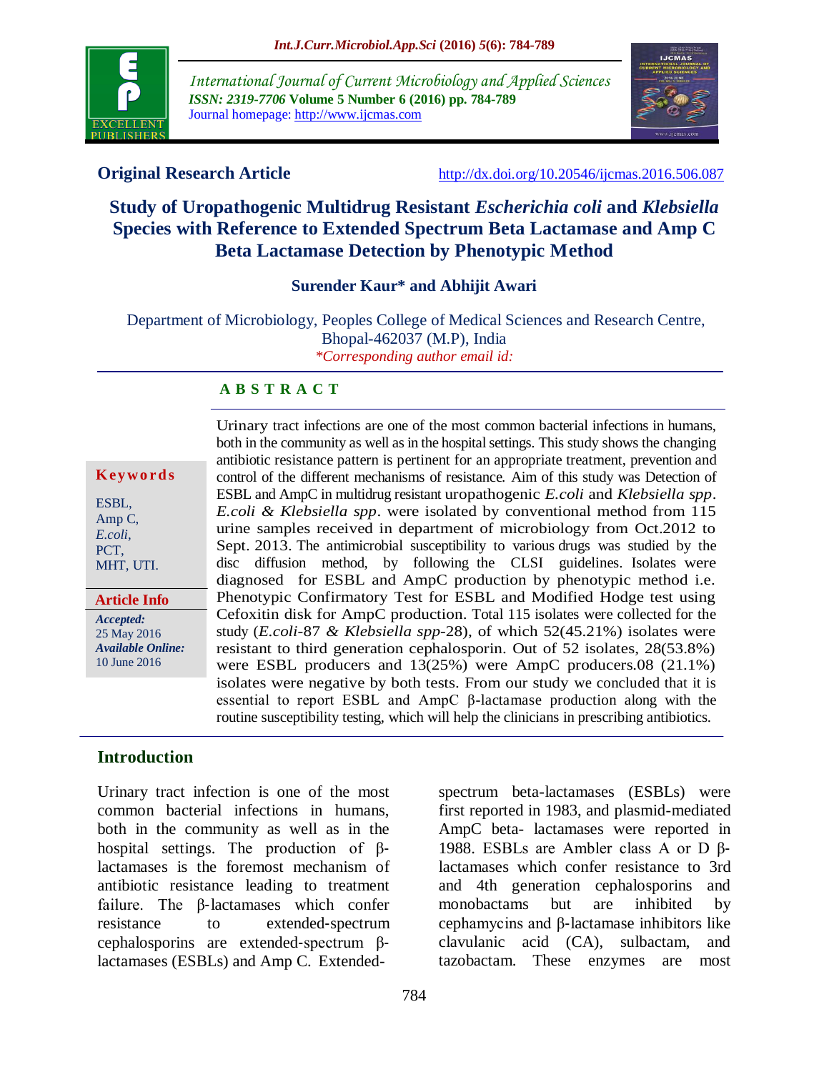**Original Research Article** http://dx.doi.org/10.20546/ijcmas.2016.506.087

# Study of Uropathogenic Multidrug Resistant *Escherichia coli* and *Klebsiella* Species with Reference to Extended Spectrum Beta Lactamase and Amp C Beta Lactamase Detection by Phenotypic Method

**Surender Kaur\* and Abhijit Awari**

Department of Microbiology, Peoples College of Medical Sciences and Research Centre, Bhopal-462037 (M.P), India

*\*Corresponding author email id:*

## ABSTRACT

**Keywords**

ESBL, Amp C, *E.coli*, PCT, MHT, UTI.

**Article Info**

*Accepted:* 25 May 2016
*Available Online:* 10 June 2016

Urinary tract infections are one of the most common bacterial infections in humans, both in the community as well as in the hospital settings. This study shows the changing antibiotic resistance pattern is pertinent for an appropriate treatment, prevention and control of the different mechanisms of resistance. Aim of this study was Detection of ESBL and AmpC in multidrug resistant uropathogenic *E.coli* and *Klebsiella spp*. *E.coli & Klebsiella spp*. were isolated by conventional method from 115 urine samples received in department of microbiology from Oct.2012 to Sept. 2013. The antimicrobial susceptibility to various drugs was studied by the disc diffusion method, by following the CLSI guidelines. Isolates were diagnosed for ESBL and AmpC production by phenotypic method i.e. Phenotypic Confirmatory Test for ESBL and Modified Hodge test using Cefoxitin disk for AmpC production. Total 115 isolates were collected for the study (*E.coli*-87 & *Klebsiella spp*-28), of which 52(45.21%) isolates were resistant to third generation cephalosporin. Out of 52 isolates, 28(53.8%) were ESBL producers and 13(25%) were AmpC producers.08 (21.1%) isolates were negative by both tests. From our study we concluded that it is essential to report ESBL and AmpC β-lactamase production along with the routine susceptibility testing, which will help the clinicians in prescribing antibiotics.

## Introduction

Urinary tract infection is one of the most common bacterial infections in humans, both in the community as well as in the hospital settings. The production of β-lactamases is the foremost mechanism of antibiotic resistance leading to treatment failure. The β-lactamases which confer resistance to extended-spectrum cephalosporins are extended-spectrum β-lactamases (ESBLs) and Amp C. Extended-spectrum beta-lactamases (ESBLs) were first reported in 1983, and plasmid-mediated AmpC beta- lactamases were reported in 1988. ESBLs are Ambler class A or D β-lactamases which confer resistance to 3rd and 4th generation cephalosporins and monobactams but are inhibited by cephamycins and β-lactamase inhibitors like clavulanic acid (CA), sulbactam, and tazobactam. These enzymes are most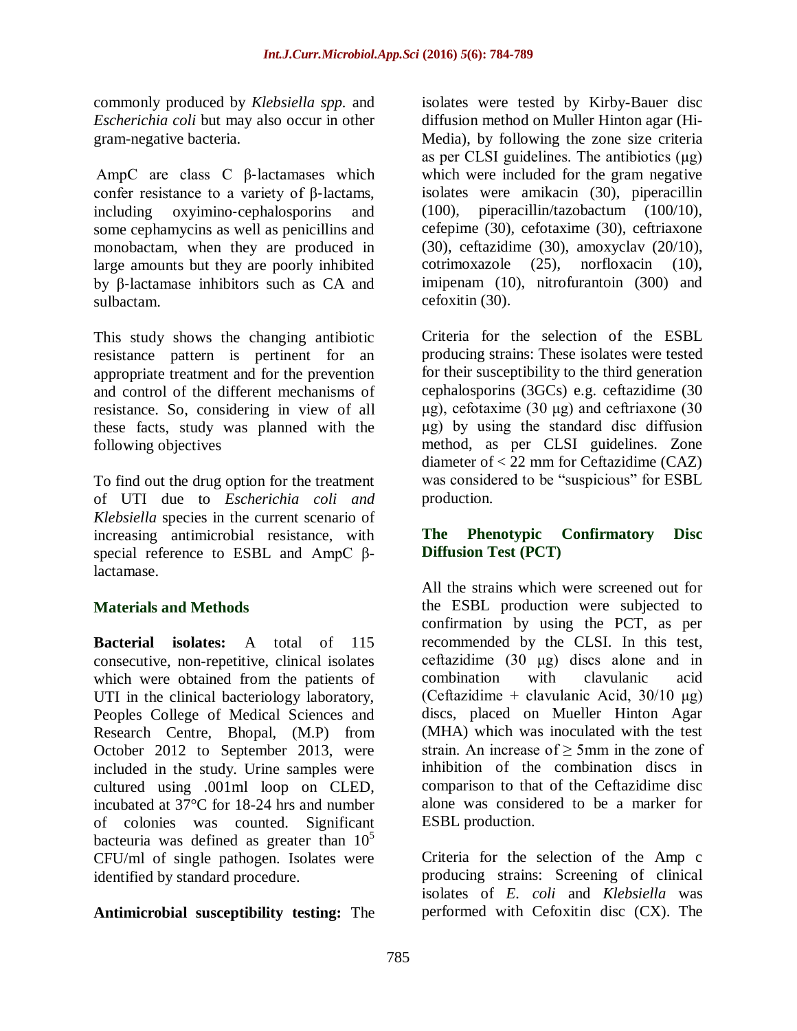commonly produced by *Klebsiella spp.* and *Escherichia coli* but may also occur in other gram-negative bacteria.

AmpC are class C β-lactamases which confer resistance to a variety of β-lactams, including oxyimino-cephalosporins and some cephamycins as well as penicillins and monobactam, when they are produced in large amounts but they are poorly inhibited by β-lactamase inhibitors such as CA and sulbactam.

This study shows the changing antibiotic resistance pattern is pertinent for an appropriate treatment and for the prevention and control of the different mechanisms of resistance. So, considering in view of all these facts, study was planned with the following objectives

To find out the drug option for the treatment of UTI due to *Escherichia coli and Klebsiella* species in the current scenario of increasing antimicrobial resistance, with special reference to ESBL and AmpC β-lactamase.

## Materials and Methods

**Bacterial isolates:** A total of 115 consecutive, non-repetitive, clinical isolates which were obtained from the patients of UTI in the clinical bacteriology laboratory, Peoples College of Medical Sciences and Research Centre, Bhopal, (M.P) from October 2012 to September 2013, were included in the study. Urine samples were cultured using .001ml loop on CLED, incubated at 37°C for 18-24 hrs and number of colonies was counted. Significant bacteuria was defined as greater than $10^5$ CFU/ml of single pathogen. Isolates were identified by standard procedure.

**Antimicrobial susceptibility testing:** The isolates were tested by Kirby-Bauer disc diffusion method on Muller Hinton agar (Hi-Media), by following the zone size criteria as per CLSI guidelines. The antibiotics (µg) which were included for the gram negative isolates were amikacin (30), piperacillin (100), piperacillin/tazobactum (100/10), cefepime (30), cefotaxime (30), ceftriaxone (30), ceftazidime (30), amoxyclav (20/10), cotrimoxazole (25), norfloxacin (10), imipenam (10), nitrofurantoin (300) and cefoxitin (30).

Criteria for the selection of the ESBL producing strains: These isolates were tested for their susceptibility to the third generation cephalosporins (3GCs) e.g. ceftazidime (30 µg), cefotaxime (30 µg) and ceftriaxone (30 µg) by using the standard disc diffusion method, as per CLSI guidelines. Zone diameter of < 22 mm for Ceftazidime (CAZ) was considered to be "suspicious" for ESBL production.

### The Phenotypic Confirmatory Disc Diffusion Test (PCT)

All the strains which were screened out for the ESBL production were subjected to confirmation by using the PCT, as per recommended by the CLSI. In this test, ceftazidime (30 µg) discs alone and in combination with clavulanic acid (Ceftazidime + clavulanic Acid, 30/10 µg) discs, placed on Mueller Hinton Agar (MHA) which was inoculated with the test strain. An increase of ≥ 5mm in the zone of inhibition of the combination discs in comparison to that of the Ceftazidime disc alone was considered to be a marker for ESBL production.

Criteria for the selection of the Amp c producing strains: Screening of clinical isolates of *E. coli* and *Klebsiella* was performed with Cefoxitin disc (CX). The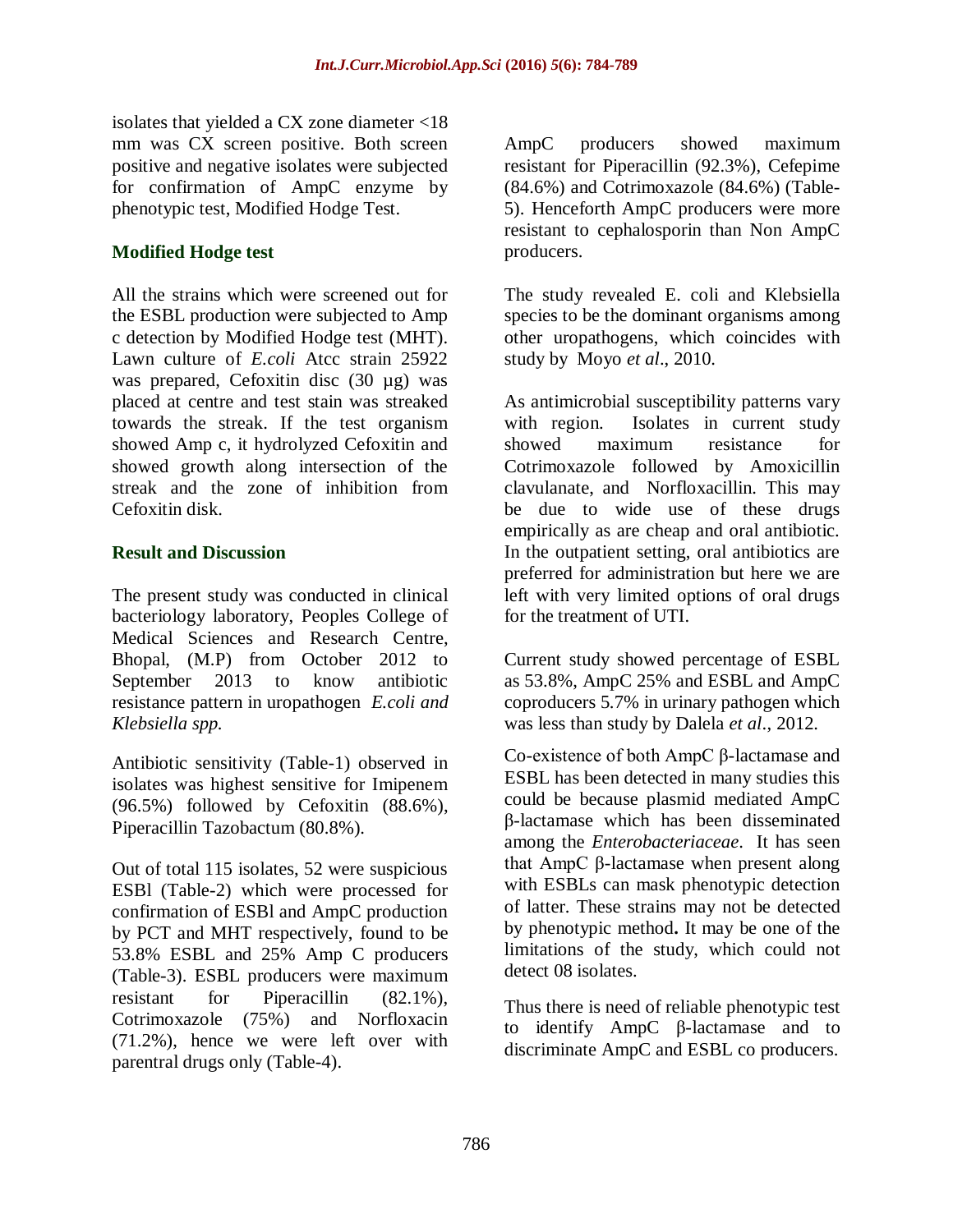isolates that yielded a CX zone diameter <18 mm was CX screen positive. Both screen positive and negative isolates were subjected for confirmation of AmpC enzyme by phenotypic test, Modified Hodge Test.

### Modified Hodge test

All the strains which were screened out for the ESBL production were subjected to Amp c detection by Modified Hodge test (MHT). Lawn culture of *E.coli* Atcc strain 25922 was prepared, Cefoxitin disc (30 µg) was placed at centre and test stain was streaked towards the streak. If the test organism showed Amp c, it hydrolyzed Cefoxitin and showed growth along intersection of the streak and the zone of inhibition from Cefoxitin disk.

## Result and Discussion

The present study was conducted in clinical bacteriology laboratory, Peoples College of Medical Sciences and Research Centre, Bhopal, (M.P) from October 2012 to September 2013 to know antibiotic resistance pattern in uropathogen *E.coli and Klebsiella spp.*

Antibiotic sensitivity (Table-1) observed in isolates was highest sensitive for Imipenem (96.5%) followed by Cefoxitin (88.6%), Piperacillin Tazobactum (80.8%).

Out of total 115 isolates, 52 were suspicious ESBl (Table-2) which were processed for confirmation of ESBl and AmpC production by PCT and MHT respectively, found to be 53.8% ESBL and 25% Amp C producers (Table-3). ESBL producers were maximum resistant for Piperacillin (82.1%), Cotrimoxazole (75%) and Norfloxacin (71.2%), hence we were left over with parentral drugs only (Table-4).

AmpC producers showed maximum resistant for Piperacillin (92.3%), Cefepime (84.6%) and Cotrimoxazole (84.6%) (Table-5). Henceforth AmpC producers were more resistant to cephalosporin than Non AmpC producers.

The study revealed E. coli and Klebsiella species to be the dominant organisms among other uropathogens, which coincides with study by Moyo *et al*., 2010.

As antimicrobial susceptibility patterns vary with region. Isolates in current study showed maximum resistance for Cotrimoxazole followed by Amoxicillin clavulanate, and Norfloxacillin. This may be due to wide use of these drugs empirically as are cheap and oral antibiotic. In the outpatient setting, oral antibiotics are preferred for administration but here we are left with very limited options of oral drugs for the treatment of UTI.

Current study showed percentage of ESBL as 53.8%, AmpC 25% and ESBL and AmpC coproducers 5.7% in urinary pathogen which was less than study by Dalela *et al*., 2012.

Co-existence of both AmpC β-lactamase and ESBL has been detected in many studies this could be because plasmid mediated AmpC β-lactamase which has been disseminated among the *Enterobacteriaceae*. It has seen that AmpC β-lactamase when present along with ESBLs can mask phenotypic detection of latter. These strains may not be detected by phenotypic method**.** It may be one of the limitations of the study, which could not detect 08 isolates.

Thus there is need of reliable phenotypic test to identify AmpC β-lactamase and to discriminate AmpC and ESBL co producers.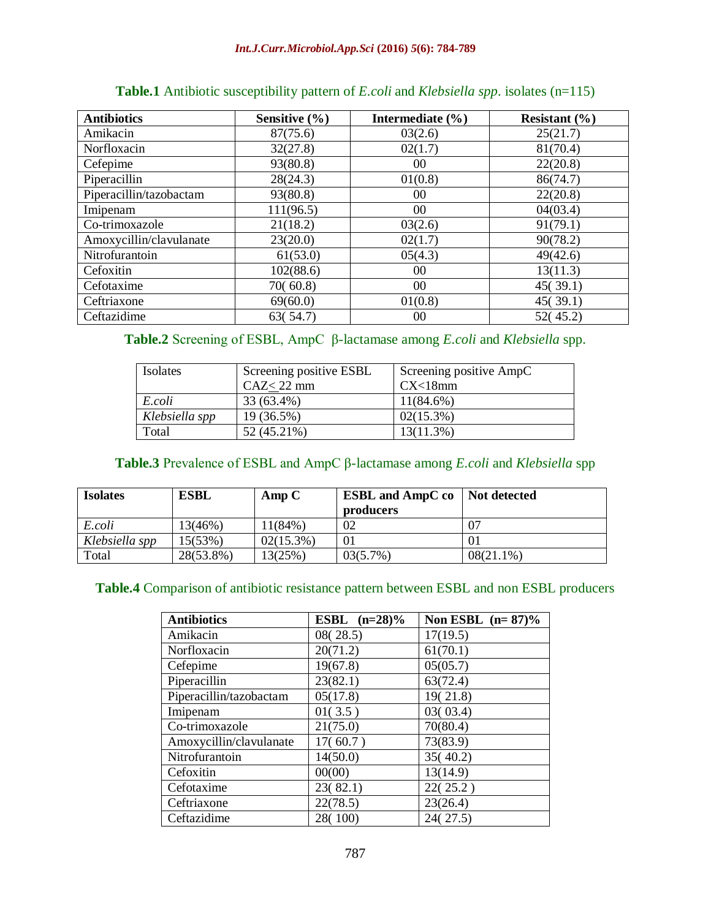**Table.1** Antibiotic susceptibility pattern of *E.coli* and *Klebsiella spp*. isolates (n=115)

| Antibiotics | Sensitive (%) | Intermediate (%) | Resistant (%) |
|---|---|---|---|
| Amikacin | 87(75.6) | 03(2.6) | 25(21.7) |
| Norfloxacin | 32(27.8) | 02(1.7) | 81(70.4) |
| Cefepime | 93(80.8) | 00 | 22(20.8) |
| Piperacillin | 28(24.3) | 01(0.8) | 86(74.7) |
| Piperacillin/tazobactam | 93(80.8) | 00 | 22(20.8) |
| Imipenam | 111(96.5) | 00 | 04(03.4) |
| Co-trimoxazole | 21(18.2) | 03(2.6) | 91(79.1) |
| Amoxycillin/clavulanate | 23(20.0) | 02(1.7) | 90(78.2) |
| Nitrofurantoin | 61(53.0) | 05(4.3) | 49(42.6) |
| Cefoxitin | 102(88.6) | 00 | 13(11.3) |
| Cefotaxime | 70( 60.8) | 00 | 45( 39.1) |
| Ceftriaxone | 69(60.0) | 01(0.8) | 45( 39.1) |
| Ceftazidime | 63( 54.7) | 00 | 52( 45.2) |

**Table.2** Screening of ESBL, AmpC β-lactamase among *E.coli* and *Klebsiella* spp.

| Isolates | Screening positive ESBL CAZ≤ 22 mm | Screening positive AmpC CX<18mm |
|---|---|---|
| *E.coli* | 33 (63.4%) | 11(84.6%) |
| *Klebsiella spp* | 19 (36.5%) | 02(15.3%) |
| Total | 52 (45.21%) | 13(11.3%) |

**Table.3** Prevalence of ESBL and AmpC β-lactamase among *E.coli* and *Klebsiella* spp

| Isolates | ESBL | Amp C | ESBL and AmpC co producers | Not detected |
|---|---|---|---|---|
| *E.coli* | 13(46%) | 11(84%) | 02 | 07 |
| *Klebsiella spp* | 15(53%) | 02(15.3%) | 01 | 01 |
| Total | 28(53.8%) | 13(25%) | 03(5.7%) | 08(21.1%) |

**Table.4** Comparison of antibiotic resistance pattern between ESBL and non ESBL producers

| Antibiotics | ESBL (n=28)% | Non ESBL (n= 87)% |
|---|---|---|
| Amikacin | 08( 28.5) | 17(19.5) |
| Norfloxacin | 20(71.2) | 61(70.1) |
| Cefepime | 19(67.8) | 05(05.7) |
| Piperacillin | 23(82.1) | 63(72.4) |
| Piperacillin/tazobactam | 05(17.8) | 19( 21.8) |
| Imipenam | 01( 3.5 ) | 03( 03.4) |
| Co-trimoxazole | 21(75.0) | 70(80.4) |
| Amoxycillin/clavulanate | 17( 60.7 ) | 73(83.9) |
| Nitrofurantoin | 14(50.0) | 35( 40.2) |
| Cefoxitin | 00(00) | 13(14.9) |
| Cefotaxime | 23( 82.1) | 22( 25.2 ) |
| Ceftriaxone | 22(78.5) | 23(26.4) |
| Ceftazidime | 28( 100) | 24( 27.5) |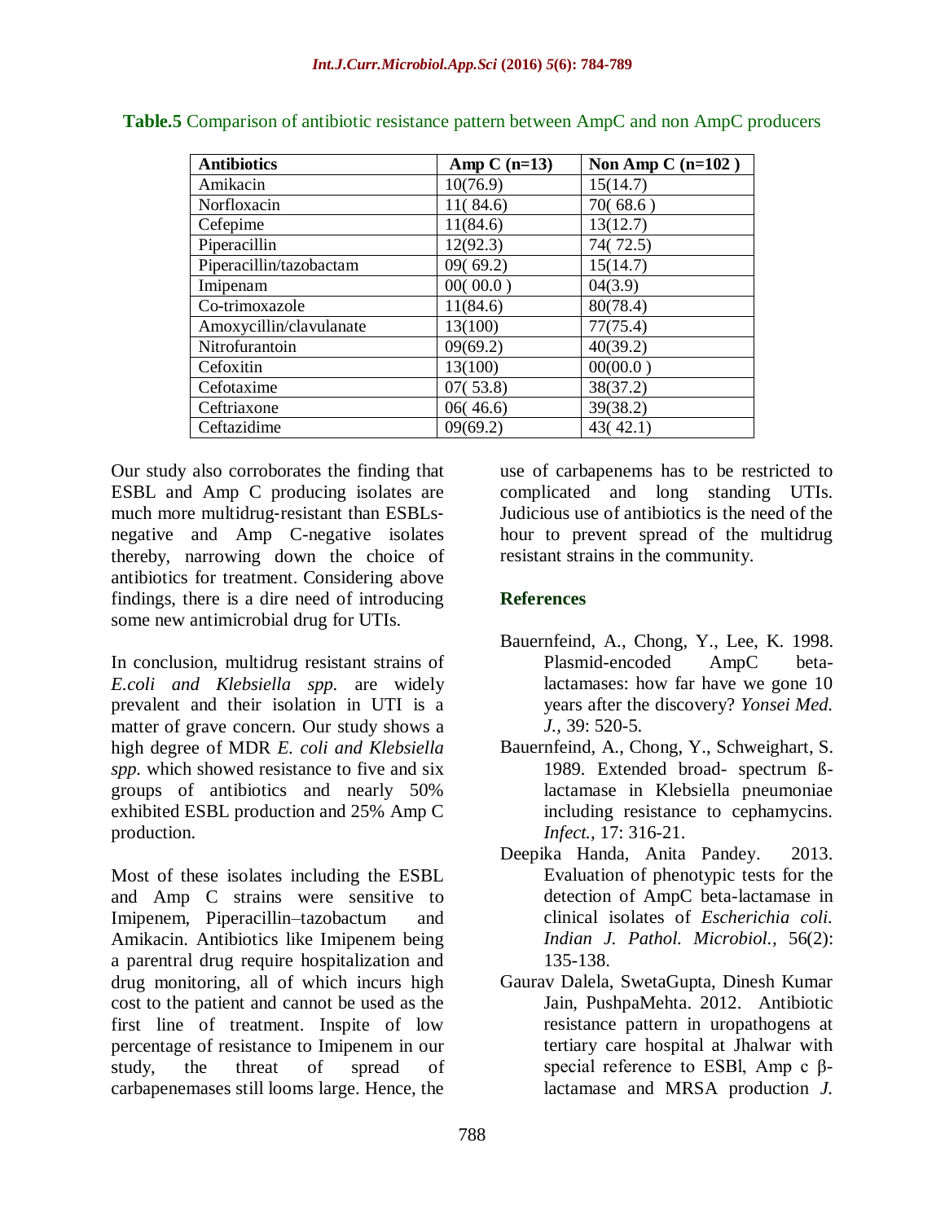**Table.5** Comparison of antibiotic resistance pattern between AmpC and non AmpC producers

| Antibiotics | Amp C (n=13) | Non Amp C (n=102 ) |
|---|---|---|
| Amikacin | 10(76.9) | 15(14.7) |
| Norfloxacin | 11( 84.6) | 70( 68.6 ) |
| Cefepime | 11(84.6) | 13(12.7) |
| Piperacillin | 12(92.3) | 74( 72.5) |
| Piperacillin/tazobactam | 09( 69.2) | 15(14.7) |
| Imipenam | 00( 00.0 ) | 04(3.9) |
| Co-trimoxazole | 11(84.6) | 80(78.4) |
| Amoxycillin/clavulanate | 13(100) | 77(75.4) |
| Nitrofurantoin | 09(69.2) | 40(39.2) |
| Cefoxitin | 13(100) | 00(00.0 ) |
| Cefotaxime | 07( 53.8) | 38(37.2) |
| Ceftriaxone | 06( 46.6) | 39(38.2) |
| Ceftazidime | 09(69.2) | 43( 42.1) |

Our study also corroborates the finding that ESBL and Amp C producing isolates are much more multidrug-resistant than ESBLs-negative and Amp C-negative isolates thereby, narrowing down the choice of antibiotics for treatment. Considering above findings, there is a dire need of introducing some new antimicrobial drug for UTIs.

In conclusion, multidrug resistant strains of *E.coli and Klebsiella spp.* are widely prevalent and their isolation in UTI is a matter of grave concern. Our study shows a high degree of MDR *E. coli and Klebsiella spp.* which showed resistance to five and six groups of antibiotics and nearly 50% exhibited ESBL production and 25% Amp C production.

Most of these isolates including the ESBL and Amp C strains were sensitive to Imipenem, Piperacillin–tazobactum and Amikacin. Antibiotics like Imipenem being a parentral drug require hospitalization and drug monitoring, all of which incurs high cost to the patient and cannot be used as the first line of treatment. Inspite of low percentage of resistance to Imipenem in our study, the threat of spread of carbapenemases still looms large. Hence, the use of carbapenems has to be restricted to complicated and long standing UTIs. Judicious use of antibiotics is the need of the hour to prevent spread of the multidrug resistant strains in the community.

## References

Bauernfeind, A., Chong, Y., Lee, K. 1998. Plasmid-encoded AmpC beta-lactamases: how far have we gone 10 years after the discovery? *Yonsei Med. J.*, 39: 520-5.

Bauernfeind, A., Chong, Y., Schweighart, S. 1989. Extended broad- spectrum ß-lactamase in Klebsiella pneumoniae including resistance to cephamycins. *Infect.*, 17: 316-21.

Deepika Handa, Anita Pandey. 2013. Evaluation of phenotypic tests for the detection of AmpC beta-lactamase in clinical isolates of *Escherichia coli. Indian J. Pathol. Microbiol.*, 56(2): 135-138.

Gaurav Dalela, SwetaGupta, Dinesh Kumar Jain, PushpaMehta. 2012. Antibiotic resistance pattern in uropathogens at tertiary care hospital at Jhalwar with special reference to ESBl, Amp c β-lactamase and MRSA production *J.*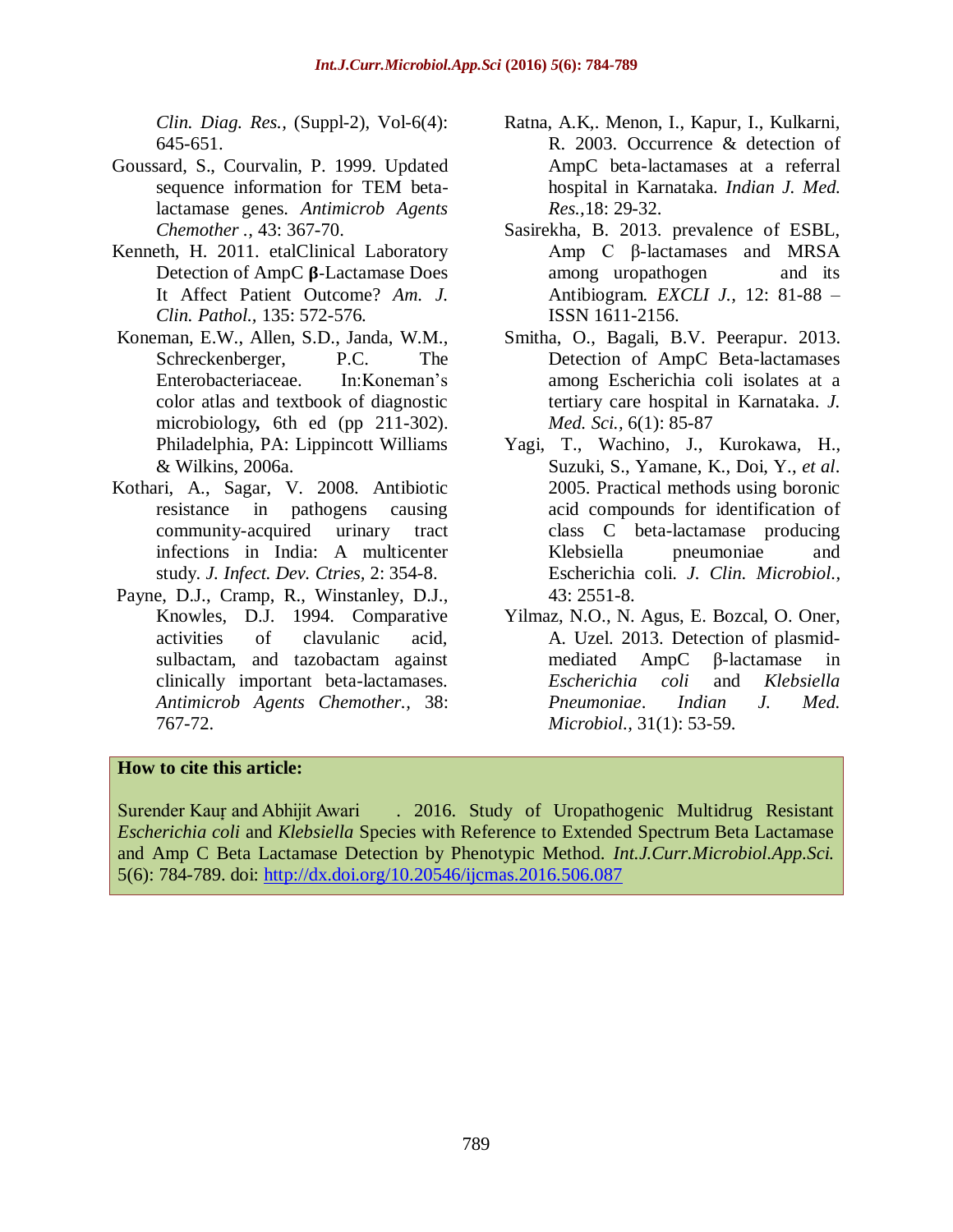*Clin. Diag. Res.*, (Suppl-2), Vol-6(4): 645-651.

Goussard, S., Courvalin, P. 1999. Updated sequence information for TEM beta-lactamase genes. *Antimicrob Agents Chemother .*, 43: 367-70.

Kenneth, H. 2011. etalClinical Laboratory Detection of AmpC **β**-Lactamase Does It Affect Patient Outcome? *Am. J. Clin. Pathol.*, 135: 572-576.

Koneman, E.W., Allen, S.D., Janda, W.M., Schreckenberger, P.C. The Enterobacteriaceae. In:Koneman's color atlas and textbook of diagnostic microbiology**,** 6th ed (pp 211-302). Philadelphia, PA: Lippincott Williams & Wilkins, 2006a.

Kothari, A., Sagar, V. 2008. Antibiotic resistance in pathogens causing community-acquired urinary tract infections in India: A multicenter study. *J. Infect. Dev. Ctries,* 2: 354-8.

Payne, D.J., Cramp, R., Winstanley, D.J., Knowles, D.J. 1994. Comparative activities of clavulanic acid, sulbactam, and tazobactam against clinically important beta-lactamases. *Antimicrob Agents Chemother.*, 38: 767-72.

Ratna, A.K,. Menon, I., Kapur, I., Kulkarni, R. 2003. Occurrence & detection of AmpC beta-lactamases at a referral hospital in Karnataka. *Indian J. Med. Res.*,18: 29-32.

Sasirekha, B. 2013. prevalence of ESBL, Amp C β-lactamases and MRSA among uropathogen and its Antibiogram. *EXCLI J.*, 12: 81-88 – ISSN 1611-2156.

Smitha, O., Bagali, B.V. Peerapur. 2013. Detection of AmpC Beta-lactamases among Escherichia coli isolates at a tertiary care hospital in Karnataka. *J. Med. Sci.*, 6(1): 85-87

Yagi, T., Wachino, J., Kurokawa, H., Suzuki, S., Yamane, K., Doi, Y., *et al*. 2005. Practical methods using boronic acid compounds for identification of class C beta-lactamase producing Klebsiella pneumoniae and Escherichia coli*. J. Clin. Microbiol.*, 43: 2551-8.

Yilmaz, N.O., N. Agus, E. Bozcal, O. Oner, A. Uzel. 2013. Detection of plasmid-mediated AmpC β-lactamase in *Escherichia coli* and *Klebsiella Pneumoniae*. *Indian J. Med. Microbiol.*, 31(1): 53-59.

**How to cite this article:**

Surender Kauṛ and Abhijit Awari . 2016. Study of Uropathogenic Multidrug Resistant *Escherichia coli* and *Klebsiella* Species with Reference to Extended Spectrum Beta Lactamase and Amp C Beta Lactamase Detection by Phenotypic Method. *Int.J.Curr.Microbiol.App.Sci.* 5(6): 784-789. doi: http://dx.doi.org/10.20546/ijcmas.2016.506.087